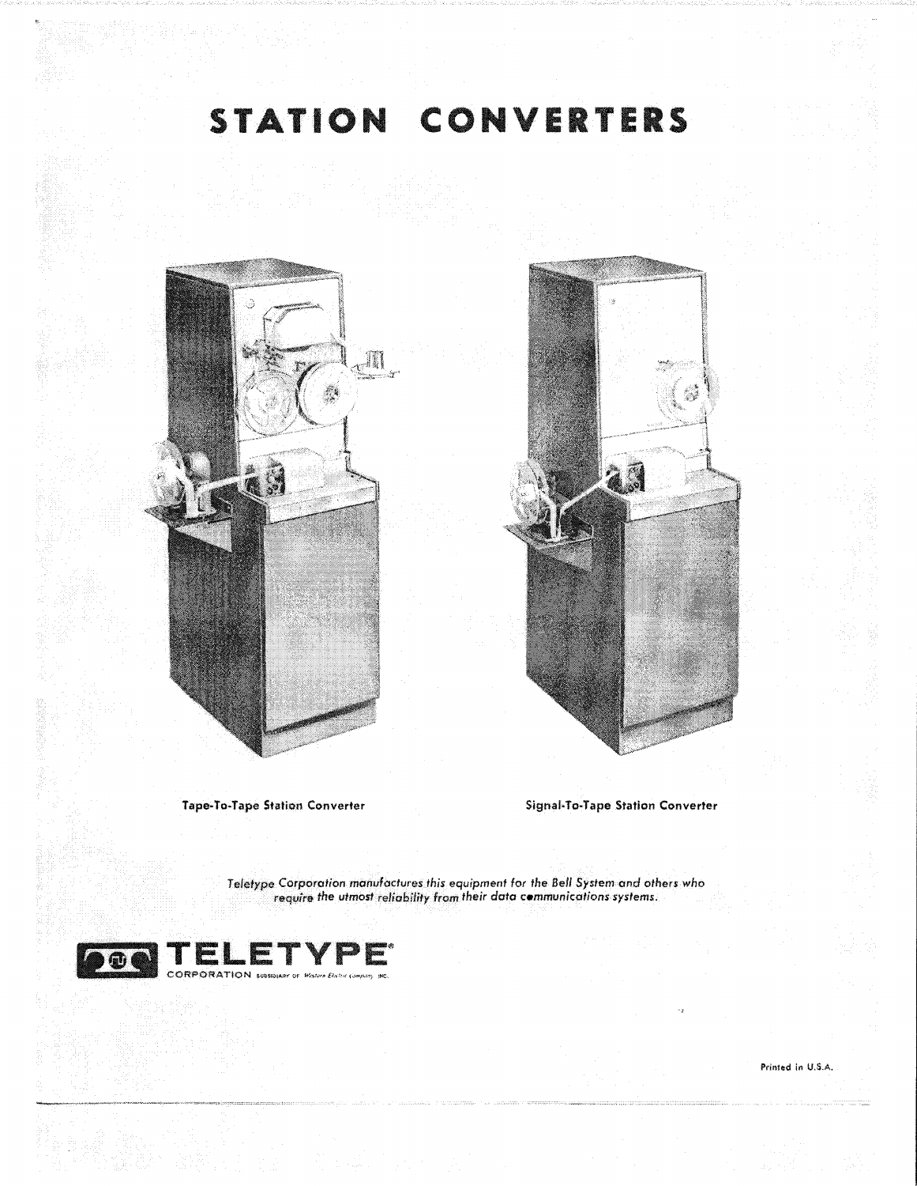# STATION CONVERTERS

Tape-To-Tape Station Converter

Signal-To-Tape Station Converter

*Teletype Corporation manufactures this equipment for the Bell System and others who require the utmost reliability from their data communications systems.*

**TELETYPE**®
CORPORATION SUBSIDIARY OF *Western Electric Company*, INC.

Printed in U.S.A.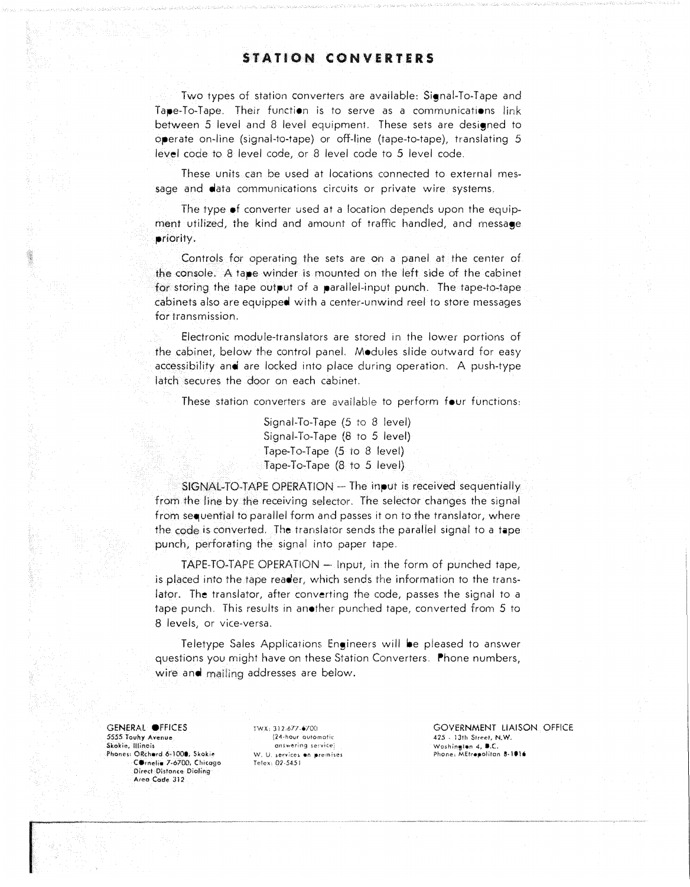# STATION CONVERTERS

Two types of station converters are available: Signal-To-Tape and Tape-To-Tape. Their function is to serve as a communications link between 5 level and 8 level equipment. These sets are designed to operate on-line (signal-to-tape) or off-line (tape-to-tape), translating 5 level code to 8 level code, or 8 level code to 5 level code.

These units can be used at locations connected to external message and data communications circuits or private wire systems.

The type of converter used at a location depends upon the equipment utilized, the kind and amount of traffic handled, and message priority.

Controls for operating the sets are on a panel at the center of the console. A tape winder is mounted on the left side of the cabinet for storing the tape output of a parallel-input punch. The tape-to-tape cabinets also are equipped with a center-unwind reel to store messages for transmission.

Electronic module-translators are stored in the lower portions of the cabinet, below the control panel. Modules slide outward for easy accessibility and are locked into place during operation. A push-type latch secures the door on each cabinet.

These station converters are available to perform four functions:

Signal-To-Tape (5 to 8 level)
Signal-To-Tape (8 to 5 level)
Tape-To-Tape (5 to 8 level)
Tape-To-Tape (8 to 5 level)

SIGNAL-TO-TAPE OPERATION — The input is received sequentially from the line by the receiving selector. The selector changes the signal from sequential to parallel form and passes it on to the translator, where the code is converted. The translator sends the parallel signal to a tape punch, perforating the signal into paper tape.

TAPE-TO-TAPE OPERATION — Input, in the form of punched tape, is placed into the tape reader, which sends the information to the translator. The translator, after converting the code, passes the signal to a tape punch. This results in another punched tape, converted from 5 to 8 levels, or vice-versa.

Teletype Sales Applications Engineers will be pleased to answer questions you might have on these Station Converters. Phone numbers, wire and mailing addresses are below.

GENERAL OFFICES
5555 Touhy Avenue
Skokie, Illinois
Phones: ORchard 6-1000, Skokie
COrnelia 7-6700, Chicago
Direct Distance Dialing
Area Code 312

TWX: 312-677-6700
(24-hour automatic answering service)
W. U. services on premises
Telex: 02-5451

GOVERNMENT LIAISON OFFICE
425 - 13th Street, N.W.
Washington 4, D.C.
Phone: METropolitan 8-1016